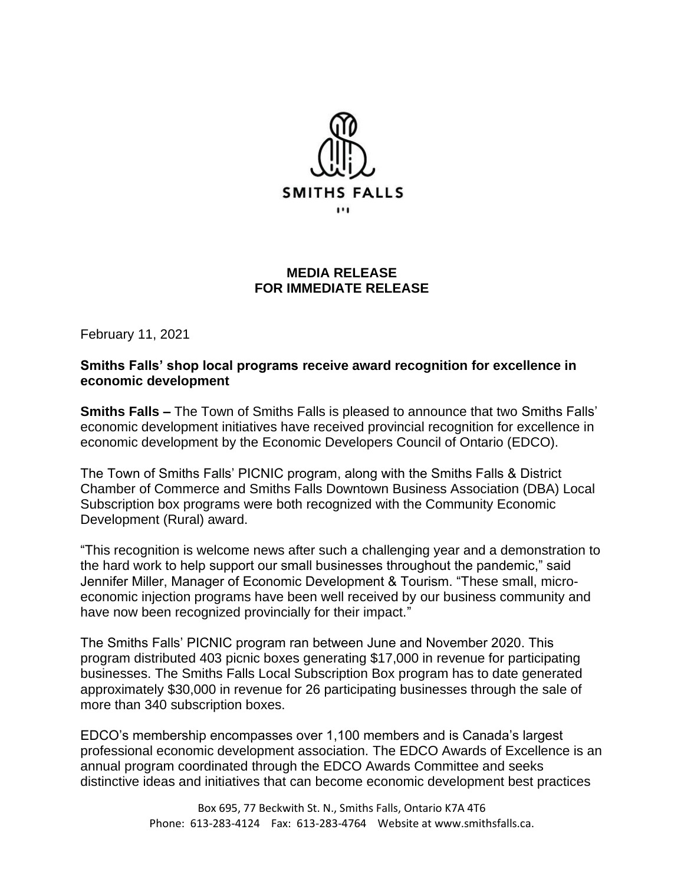SMITHS FALLS

**MEDIA RELEASE**
**FOR IMMEDIATE RELEASE**

February 11, 2021

**Smiths Falls' shop local programs receive award recognition for excellence in economic development**

**Smiths Falls –** The Town of Smiths Falls is pleased to announce that two Smiths Falls' economic development initiatives have received provincial recognition for excellence in economic development by the Economic Developers Council of Ontario (EDCO).

The Town of Smiths Falls' PICNIC program, along with the Smiths Falls & District Chamber of Commerce and Smiths Falls Downtown Business Association (DBA) Local Subscription box programs were both recognized with the Community Economic Development (Rural) award.

"This recognition is welcome news after such a challenging year and a demonstration to the hard work to help support our small businesses throughout the pandemic," said Jennifer Miller, Manager of Economic Development & Tourism. "These small, micro-economic injection programs have been well received by our business community and have now been recognized provincially for their impact."

The Smiths Falls' PICNIC program ran between June and November 2020. This program distributed 403 picnic boxes generating $17,000 in revenue for participating businesses. The Smiths Falls Local Subscription Box program has to date generated approximately $30,000 in revenue for 26 participating businesses through the sale of more than 340 subscription boxes.

EDCO's membership encompasses over 1,100 members and is Canada's largest professional economic development association. The EDCO Awards of Excellence is an annual program coordinated through the EDCO Awards Committee and seeks distinctive ideas and initiatives that can become economic development best practices

Box 695, 77 Beckwith St. N., Smiths Falls, Ontario K7A 4T6
Phone: 613-283-4124 Fax: 613-283-4764 Website at www.smithsfalls.ca.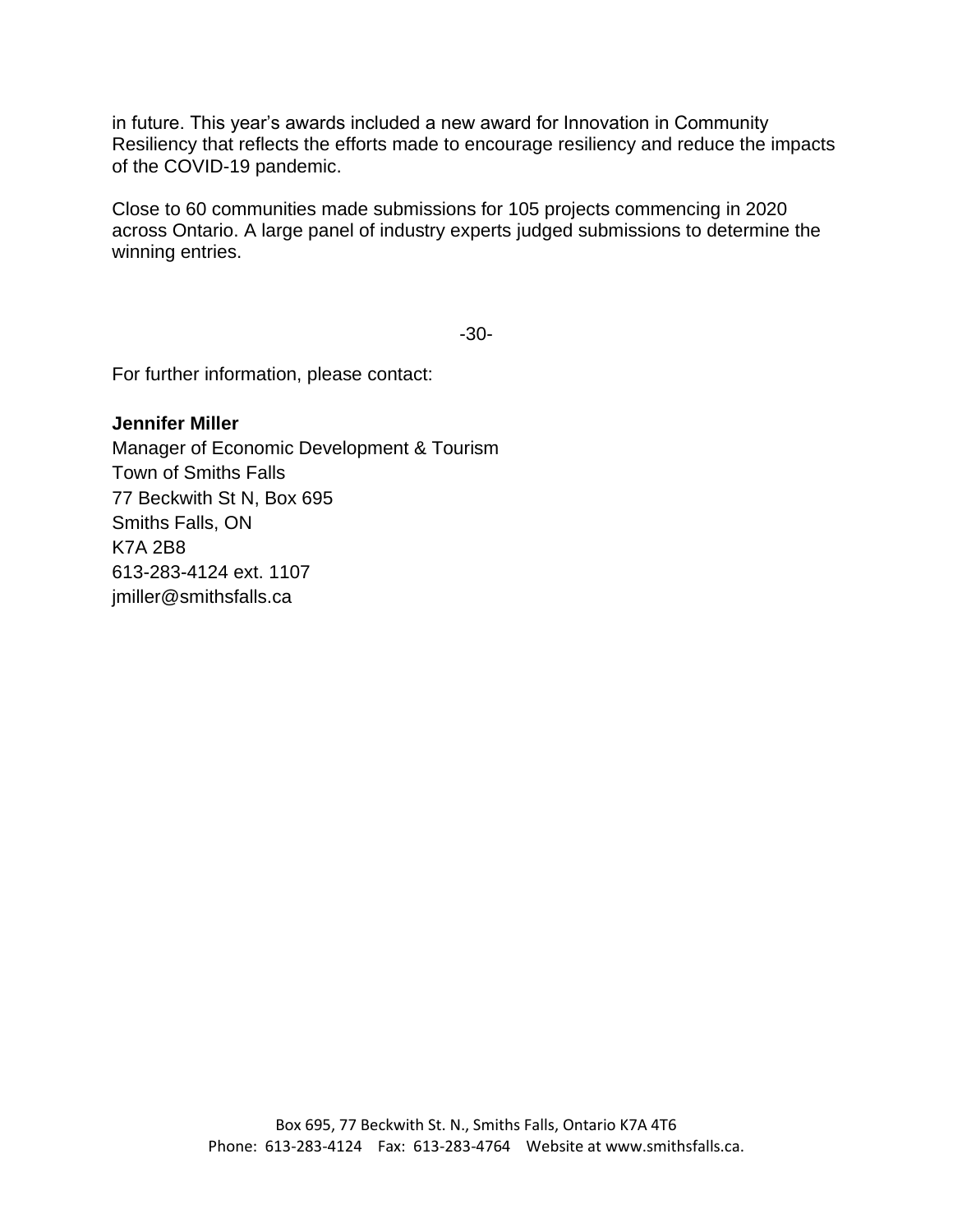in future. This year's awards included a new award for Innovation in Community Resiliency that reflects the efforts made to encourage resiliency and reduce the impacts of the COVID-19 pandemic.

Close to 60 communities made submissions for 105 projects commencing in 2020 across Ontario. A large panel of industry experts judged submissions to determine the winning entries.

-30-

For further information, please contact:

**Jennifer Miller**
Manager of Economic Development & Tourism
Town of Smiths Falls
77 Beckwith St N, Box 695
Smiths Falls, ON
K7A 2B8
613-283-4124 ext. 1107
jmiller@smithsfalls.ca